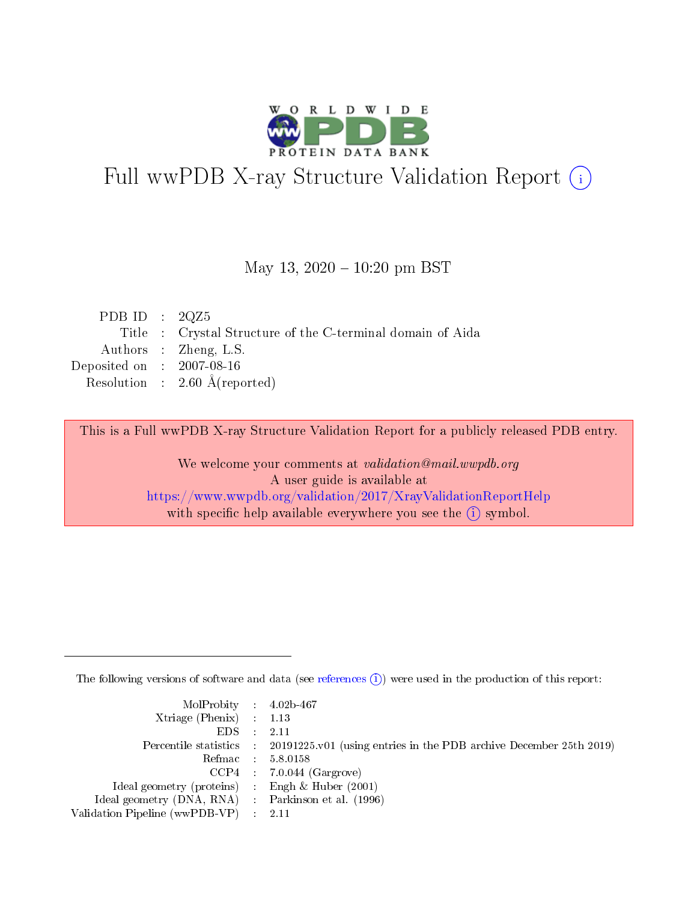# Full wwPDB X-ray Structure Validation Report (i)

May 13, 2020 – 10:20 pm BST

| | | |
|---|---|---|
| PDB ID | : | 2QZ5 |
| Title | : | Crystal Structure of the C-terminal domain of Aida |
| Authors | : | Zheng, L.S. |
| Deposited on | : | 2007-08-16 |
| Resolution | : | 2.60 Å(reported) |

This is a Full wwPDB X-ray Structure Validation Report for a publicly released PDB entry.

We welcome your comments at *validation@mail.wwpdb.org*
A user guide is available at
https://www.wwpdb.org/validation/2017/XrayValidationReportHelp
with specific help available everywhere you see the (i) symbol.

The following versions of software and data (see references (i)) were used in the production of this report:

| | | |
|---|---|---|
| MolProbity | : | 4.02b-467 |
| Xtriage (Phenix) | : | 1.13 |
| EDS | : | 2.11 |
| Percentile statistics | : | 20191225.v01 (using entries in the PDB archive December 25th 2019) |
| Refmac | : | 5.8.0158 |
| CCP4 | : | 7.0.044 (Gargrove) |
| Ideal geometry (proteins) | : | Engh & Huber (2001) |
| Ideal geometry (DNA, RNA) | : | Parkinson et al. (1996) |
| Validation Pipeline (wwPDB-VP) | : | 2.11 |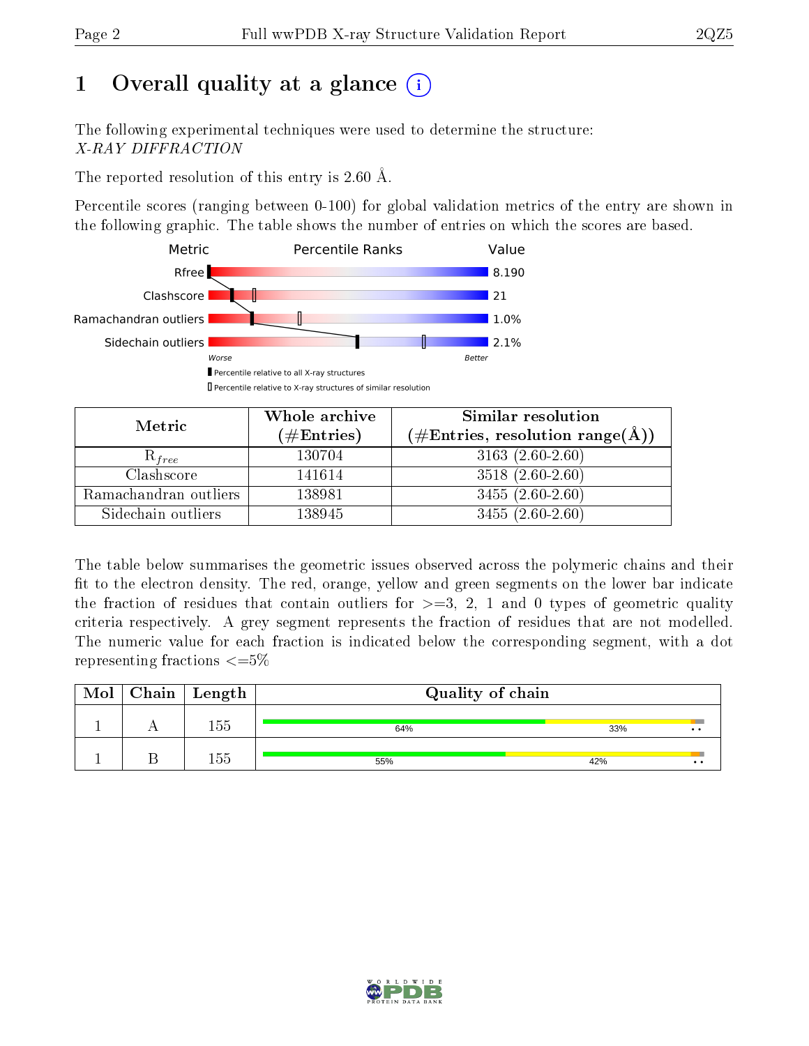# 1 Overall quality at a glance

The following experimental techniques were used to determine the structure: *X-RAY DIFFRACTION*

The reported resolution of this entry is 2.60 Å.

Percentile scores (ranging between 0-100) for global validation metrics of the entry are shown in the following graphic. The table shows the number of entries on which the scores are based.

| Metric | Value |
|---|---|
| Rfree | 8.190 |
| Clashscore | 21 |
| Ramachandran outliers | 1.0% |
| Sidechain outliers | 2.1% |

| Metric | Whole archive (#Entries) | Similar resolution (#Entries, resolution range(Å)) |
|---|---|---|
| $R_{free}$ | 130704 | 3163 (2.60-2.60) |
| Clashscore | 141614 | 3518 (2.60-2.60) |
| Ramachandran outliers | 138981 | 3455 (2.60-2.60) |
| Sidechain outliers | 138945 | 3455 (2.60-2.60) |

The table below summarises the geometric issues observed across the polymeric chains and their fit to the electron density. The red, orange, yellow and green segments on the lower bar indicate the fraction of residues that contain outliers for >=3, 2, 1 and 0 types of geometric quality criteria respectively. A grey segment represents the fraction of residues that are not modelled. The numeric value for each fraction is indicated below the corresponding segment, with a dot representing fractions <=5%

| Mol | Chain | Length | Quality of chain |
|---|---|---|---|
| 1 | A | 155 | 64% / 33% / • • |
| 1 | B | 155 | 55% / 42% / • • |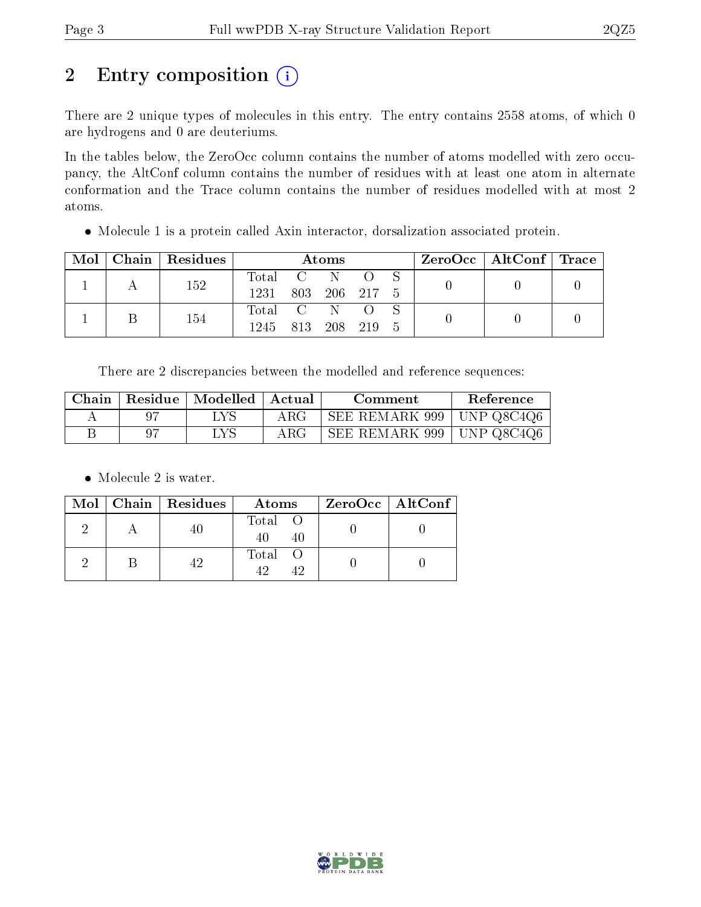# 2 Entry composition

There are 2 unique types of molecules in this entry. The entry contains 2558 atoms, of which 0 are hydrogens and 0 are deuteriums.

In the tables below, the ZeroOcc column contains the number of atoms modelled with zero occupancy, the AltConf column contains the number of residues with at least one atom in alternate conformation and the Trace column contains the number of residues modelled with at most 2 atoms.

- Molecule 1 is a protein called Axin interactor, dorsalization associated protein.

| Mol | Chain | Residues | Atoms | | | | | ZeroOcc | AltConf | Trace |
|---|---|---|---|---|---|---|---|---|---|---|
| 1 | A | 152 | Total 1231 | C 803 | N 206 | O 217 | S 5 | 0 | 0 | 0 |
| 1 | B | 154 | Total 1245 | C 813 | N 208 | O 219 | S 5 | 0 | 0 | 0 |

There are 2 discrepancies between the modelled and reference sequences:

| Chain | Residue | Modelled | Actual | Comment | Reference |
|---|---|---|---|---|---|
| A | 97 | LYS | ARG | SEE REMARK 999 | UNP Q8C4Q6 |
| B | 97 | LYS | ARG | SEE REMARK 999 | UNP Q8C4Q6 |

- Molecule 2 is water.

| Mol | Chain | Residues | Atoms | | ZeroOcc | AltConf |
|---|---|---|---|---|---|---|
| 2 | A | 40 | Total 40 | O 40 | 0 | 0 |
| 2 | B | 42 | Total 42 | O 42 | 0 | 0 |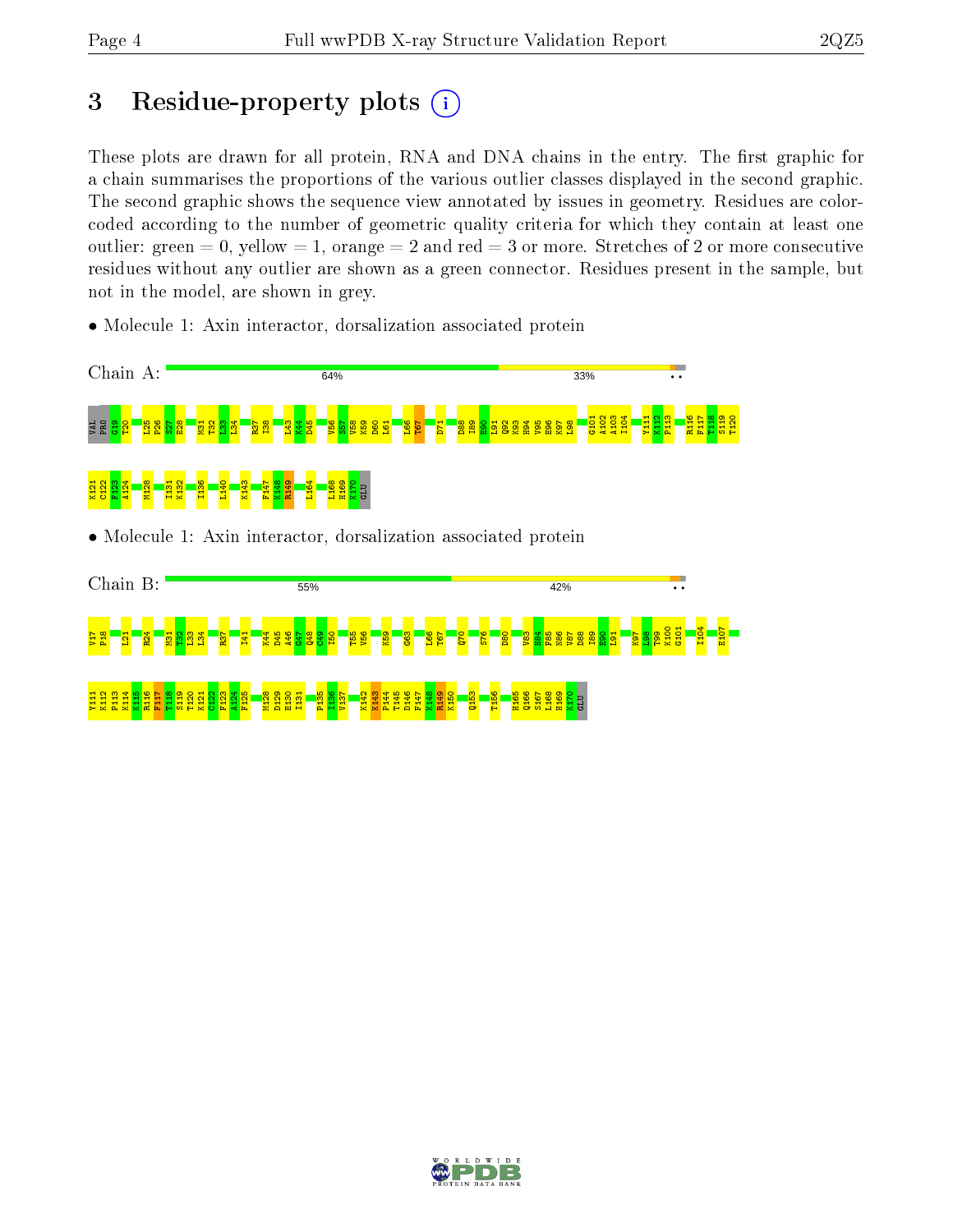# 3 Residue-property plots

These plots are drawn for all protein, RNA and DNA chains in the entry. The first graphic for a chain summarises the proportions of the various outlier classes displayed in the second graphic. The second graphic shows the sequence view annotated by issues in geometry. Residues are color-coded according to the number of geometric quality criteria for which they contain at least one outlier: green = 0, yellow = 1, orange = 2 and red = 3 or more. Stretches of 2 or more consecutive residues without any outlier are shown as a green connector. Residues present in the sample, but not in the model, are shown in grey.

- Molecule 1: Axin interactor, dorsalization associated protein

Chain A: 64% 33% • •

VAL PRO G19 T20 L25 P26 S27 E28 M31 T32 L33 L34 R37 I38 L43 K44 D45 V56 S57 V58 K59 D60 L61 L66 T67 D71 D88 I89 E90 L91 Q92 K93 H94 V95 E96 K97 L98 G101 A102 A103 I104 Y111 K112 P113 R116 F117 T118 S119 T120 K121 C122 F123 A124 M128 I131 K132 I136 L140 K143 F147 K148 R149 L164 L168 H169 K170 GLU

- Molecule 1: Axin interactor, dorsalization associated protein

Chain B: 55% 42% • •

V17 P18 L21 R24 M31 T32 L33 L34 R37 I41 K44 D45 A46 G47 Q48 C49 I50 T55 V56 K59 G63 L66 T67 Q70 S76 D80 V83 H84 F85 N86 V87 D88 I89 E90 L91 K97 L98 T99 K100 G101 I104 E107 Y111 K112 P113 K114 K115 R116 F117 T118 S119 T120 K121 C122 F123 A124 F125 M128 D129 E130 I131 P135 I136 V137 K142 K143 P144 T145 D146 F147 K148 R149 K150 Q153 T156 H165 Q166 S167 L168 H169 K170 GLU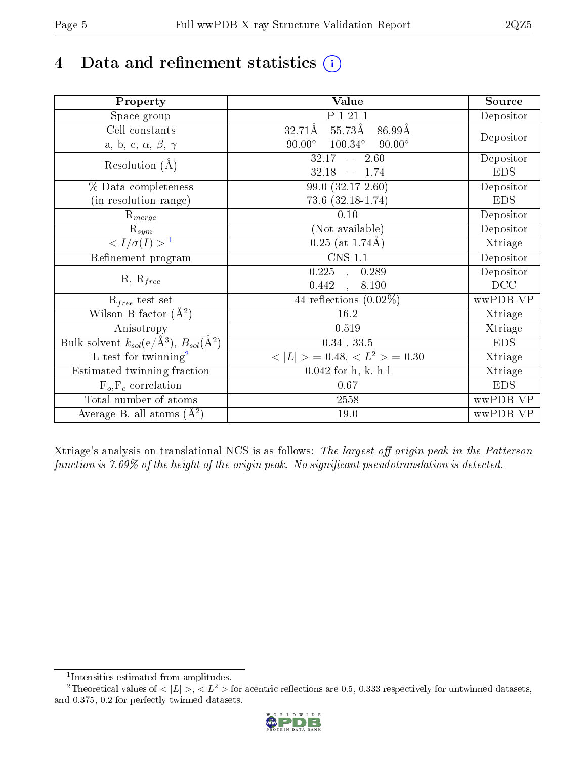# 4 Data and refinement statistics (i)

| Property | Value | Source |
|---|---|---|
| Space group | P 1 21 1 | Depositor |
| Cell constants<br>a, b, c, $\alpha$, $\beta$, $\gamma$ | 32.71Å 55.73Å 86.99Å<br>90.00° 100.34° 90.00° | Depositor |
| Resolution (Å) | 32.17 – 2.60<br>32.18 – 1.74 | Depositor<br>EDS |
| % Data completeness<br>(in resolution range) | 99.0 (32.17-2.60)<br>73.6 (32.18-1.74) | Depositor<br>EDS |
| $R_{merge}$ | 0.10 | Depositor |
| $R_{sym}$ | (Not available) | Depositor |
| $< I/\sigma(I) >$ [1] | 0.25 (at 1.74Å) | Xtriage |
| Refinement program | CNS 1.1 | Depositor |
| R, $R_{free}$ | 0.225 , 0.289<br>0.442 , 8.190 | Depositor<br>DCC |
| $R_{free}$ test set | 44 reflections (0.02%) | wwPDB-VP |
| Wilson B-factor (Å$^2$) | 16.2 | Xtriage |
| Anisotropy | 0.519 | Xtriage |
| Bulk solvent $k_{sol}$(e/Å$^3$), $B_{sol}$(Å$^2$) | 0.34 , 33.5 | EDS |
| L-test for twinning[2] | $< \|L\| > = 0.48$, $< L^2 > = 0.30$ | Xtriage |
| Estimated twinning fraction | 0.042 for h,-k,-h-l | Xtriage |
| $F_o$,$F_c$ correlation | 0.67 | EDS |
| Total number of atoms | 2558 | wwPDB-VP |
| Average B, all atoms (Å$^2$) | 19.0 | wwPDB-VP |

Xtriage's analysis on translational NCS is as follows: *The largest off-origin peak in the Patterson function is 7.69% of the height of the origin peak. No significant pseudotranslation is detected.*

[1] Intensities estimated from amplitudes.

[2] Theoretical values of $< |L| >$, $< L^2 >$ for acentric reflections are 0.5, 0.333 respectively for untwinned datasets, and 0.375, 0.2 for perfectly twinned datasets.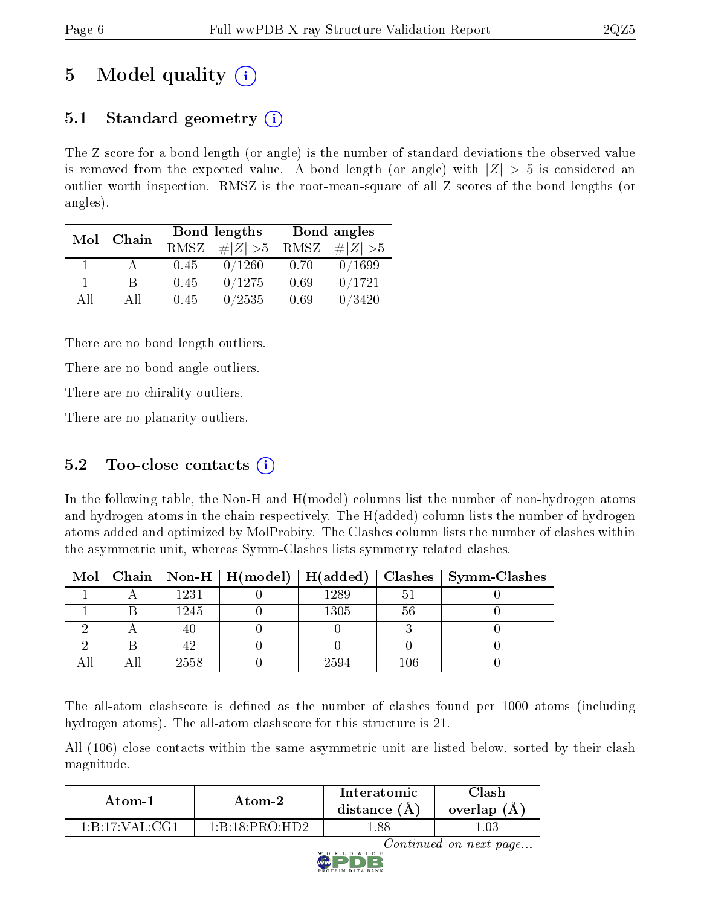# 5 Model quality

## 5.1 Standard geometry

The Z score for a bond length (or angle) is the number of standard deviations the observed value is removed from the expected value. A bond length (or angle) with $|Z| > 5$ is considered an outlier worth inspection. RMSZ is the root-mean-square of all Z scores of the bond lengths (or angles).

| Mol | Chain | Bond lengths | | Bond angles | |
|---|---|---|---|---|---|
| | | RMSZ | #\|Z\| >5 | RMSZ | #\|Z\| >5 |
| 1 | A | 0.45 | 0/1260 | 0.70 | 0/1699 |
| 1 | B | 0.45 | 0/1275 | 0.69 | 0/1721 |
| All | All | 0.45 | 0/2535 | 0.69 | 0/3420 |

There are no bond length outliers.

There are no bond angle outliers.

There are no chirality outliers.

There are no planarity outliers.

## 5.2 Too-close contacts

In the following table, the Non-H and H(model) columns list the number of non-hydrogen atoms and hydrogen atoms in the chain respectively. The H(added) column lists the number of hydrogen atoms added and optimized by MolProbity. The Clashes column lists the number of clashes within the asymmetric unit, whereas Symm-Clashes lists symmetry related clashes.

| Mol | Chain | Non-H | H(model) | H(added) | Clashes | Symm-Clashes |
|---|---|---|---|---|---|---|
| 1 | A | 1231 | 0 | 1289 | 51 | 0 |
| 1 | B | 1245 | 0 | 1305 | 56 | 0 |
| 2 | A | 40 | 0 | 0 | 3 | 0 |
| 2 | B | 42 | 0 | 0 | 0 | 0 |
| All | All | 2558 | 0 | 2594 | 106 | 0 |

The all-atom clashscore is defined as the number of clashes found per 1000 atoms (including hydrogen atoms). The all-atom clashscore for this structure is 21.

All (106) close contacts within the same asymmetric unit are listed below, sorted by their clash magnitude.

| Atom-1 | Atom-2 | Interatomic distance (Å) | Clash overlap (Å) |
|---|---|---|---|
| 1:B:17:VAL:CG1 | 1:B:18:PRO:HD2 | 1.88 | 1.03 |

*Continued on next page...*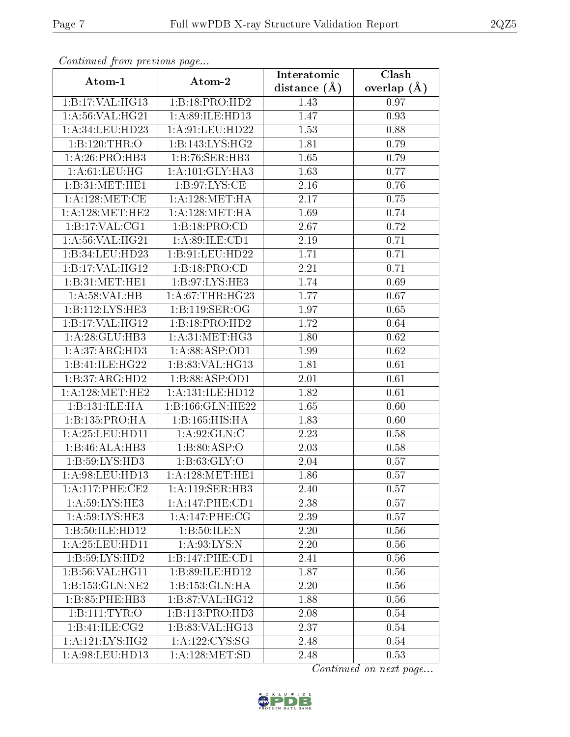*Continued from previous page...*

| Atom-1 | Atom-2 | Interatomic distance (Å) | Clash overlap (Å) |
|---|---|---|---|
| 1:B:17:VAL:HG13 | 1:B:18:PRO:HD2 | 1.43 | 0.97 |
| 1:A:56:VAL:HG21 | 1:A:89:ILE:HD13 | 1.47 | 0.93 |
| 1:A:34:LEU:HD23 | 1:A:91:LEU:HD22 | 1.53 | 0.88 |
| 1:B:120:THR:O | 1:B:143:LYS:HG2 | 1.81 | 0.79 |
| 1:A:26:PRO:HB3 | 1:B:76:SER:HB3 | 1.65 | 0.79 |
| 1:A:61:LEU:HG | 1:A:101:GLY:HA3 | 1.63 | 0.77 |
| 1:B:31:MET:HE1 | 1:B:97:LYS:CE | 2.16 | 0.76 |
| 1:A:128:MET:CE | 1:A:128:MET:HA | 2.17 | 0.75 |
| 1:A:128:MET:HE2 | 1:A:128:MET:HA | 1.69 | 0.74 |
| 1:B:17:VAL:CG1 | 1:B:18:PRO:CD | 2.67 | 0.72 |
| 1:A:56:VAL:HG21 | 1:A:89:ILE:CD1 | 2.19 | 0.71 |
| 1:B:34:LEU:HD23 | 1:B:91:LEU:HD22 | 1.71 | 0.71 |
| 1:B:17:VAL:HG12 | 1:B:18:PRO:CD | 2.21 | 0.71 |
| 1:B:31:MET:HE1 | 1:B:97:LYS:HE3 | 1.74 | 0.69 |
| 1:A:58:VAL:HB | 1:A:67:THR:HG23 | 1.77 | 0.67 |
| 1:B:112:LYS:HE3 | 1:B:119:SER:OG | 1.97 | 0.65 |
| 1:B:17:VAL:HG12 | 1:B:18:PRO:HD2 | 1.72 | 0.64 |
| 1:A:28:GLU:HB3 | 1:A:31:MET:HG3 | 1.80 | 0.62 |
| 1:A:37:ARG:HD3 | 1:A:88:ASP:OD1 | 1.99 | 0.62 |
| 1:B:41:ILE:HG22 | 1:B:83:VAL:HG13 | 1.81 | 0.61 |
| 1:B:37:ARG:HD2 | 1:B:88:ASP:OD1 | 2.01 | 0.61 |
| 1:A:128:MET:HE2 | 1:A:131:ILE:HD12 | 1.82 | 0.61 |
| 1:B:131:ILE:HA | 1:B:166:GLN:HE22 | 1.65 | 0.60 |
| 1:B:135:PRO:HA | 1:B:165:HIS:HA | 1.83 | 0.60 |
| 1:A:25:LEU:HD11 | 1:A:92:GLN:C | 2.23 | 0.58 |
| 1:B:46:ALA:HB3 | 1:B:80:ASP:O | 2.03 | 0.58 |
| 1:B:59:LYS:HD3 | 1:B:63:GLY:O | 2.04 | 0.57 |
| 1:A:98:LEU:HD13 | 1:A:128:MET:HE1 | 1.86 | 0.57 |
| 1:A:117:PHE:CE2 | 1:A:119:SER:HB3 | 2.40 | 0.57 |
| 1:A:59:LYS:HE3 | 1:A:147:PHE:CD1 | 2.38 | 0.57 |
| 1:A:59:LYS:HE3 | 1:A:147:PHE:CG | 2.39 | 0.57 |
| 1:B:50:ILE:HD12 | 1:B:50:ILE:N | 2.20 | 0.56 |
| 1:A:25:LEU:HD11 | 1:A:93:LYS:N | 2.20 | 0.56 |
| 1:B:59:LYS:HD2 | 1:B:147:PHE:CD1 | 2.41 | 0.56 |
| 1:B:56:VAL:HG11 | 1:B:89:ILE:HD12 | 1.87 | 0.56 |
| 1:B:153:GLN:NE2 | 1:B:153:GLN:HA | 2.20 | 0.56 |
| 1:B:85:PHE:HB3 | 1:B:87:VAL:HG12 | 1.88 | 0.56 |
| 1:B:111:TYR:O | 1:B:113:PRO:HD3 | 2.08 | 0.54 |
| 1:B:41:ILE:CG2 | 1:B:83:VAL:HG13 | 2.37 | 0.54 |
| 1:A:121:LYS:HG2 | 1:A:122:CYS:SG | 2.48 | 0.54 |
| 1:A:98:LEU:HD13 | 1:A:128:MET:SD | 2.48 | 0.53 |

*Continued on next page...*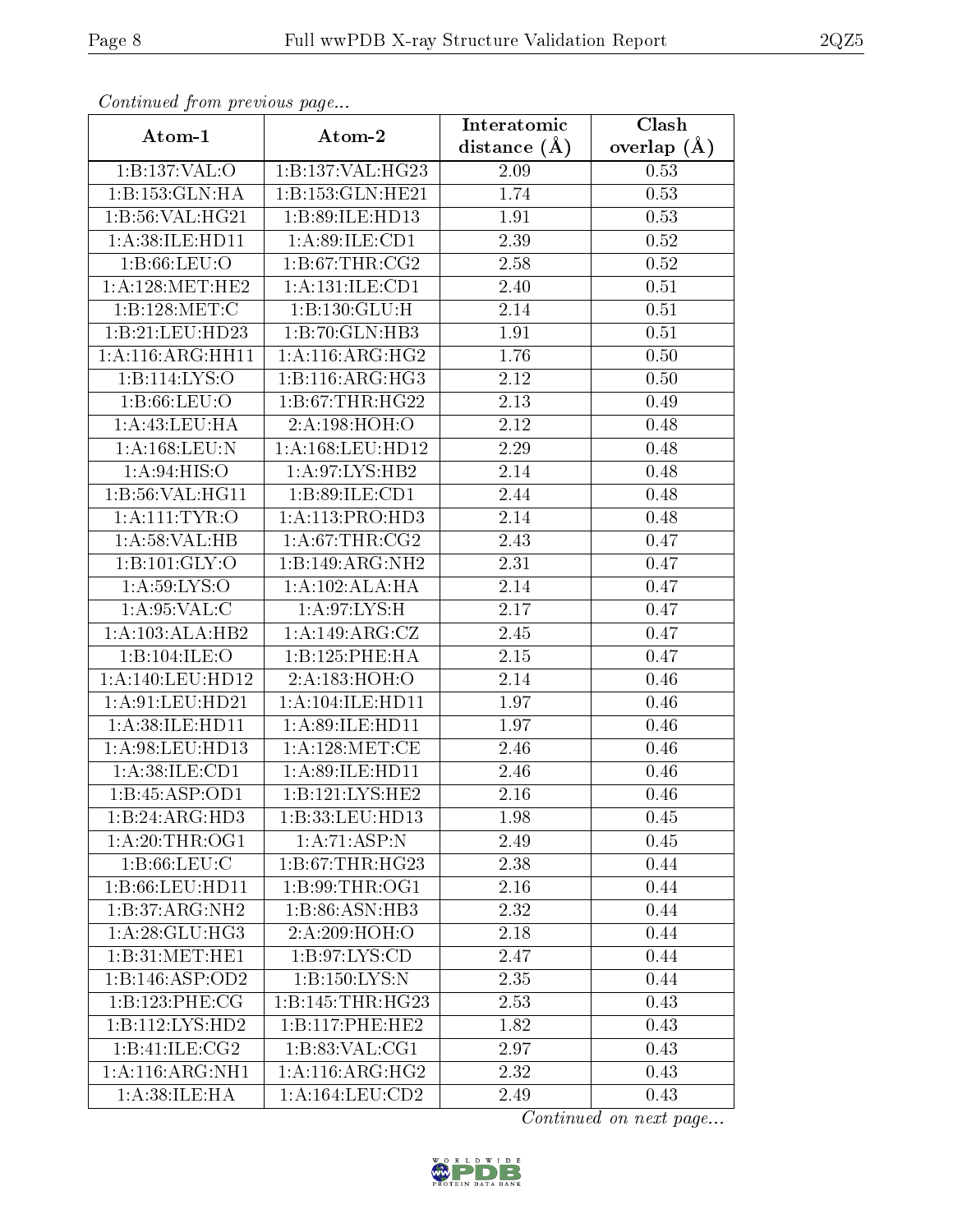*Continued from previous page...*

| Atom-1 | Atom-2 | Interatomic distance (Å) | Clash overlap (Å) |
|---|---|---|---|
| 1:B:137:VAL:O | 1:B:137:VAL:HG23 | 2.09 | 0.53 |
| 1:B:153:GLN:HA | 1:B:153:GLN:HE21 | 1.74 | 0.53 |
| 1:B:56:VAL:HG21 | 1:B:89:ILE:HD13 | 1.91 | 0.53 |
| 1:A:38:ILE:HD11 | 1:A:89:ILE:CD1 | 2.39 | 0.52 |
| 1:B:66:LEU:O | 1:B:67:THR:CG2 | 2.58 | 0.52 |
| 1:A:128:MET:HE2 | 1:A:131:ILE:CD1 | 2.40 | 0.51 |
| 1:B:128:MET:C | 1:B:130:GLU:H | 2.14 | 0.51 |
| 1:B:21:LEU:HD23 | 1:B:70:GLN:HB3 | 1.91 | 0.51 |
| 1:A:116:ARG:HH11 | 1:A:116:ARG:HG2 | 1.76 | 0.50 |
| 1:B:114:LYS:O | 1:B:116:ARG:HG3 | 2.12 | 0.50 |
| 1:B:66:LEU:O | 1:B:67:THR:HG22 | 2.13 | 0.49 |
| 1:A:43:LEU:HA | 2:A:198:HOH:O | 2.12 | 0.48 |
| 1:A:168:LEU:N | 1:A:168:LEU:HD12 | 2.29 | 0.48 |
| 1:A:94:HIS:O | 1:A:97:LYS:HB2 | 2.14 | 0.48 |
| 1:B:56:VAL:HG11 | 1:B:89:ILE:CD1 | 2.44 | 0.48 |
| 1:A:111:TYR:O | 1:A:113:PRO:HD3 | 2.14 | 0.48 |
| 1:A:58:VAL:HB | 1:A:67:THR:CG2 | 2.43 | 0.47 |
| 1:B:101:GLY:O | 1:B:149:ARG:NH2 | 2.31 | 0.47 |
| 1:A:59:LYS:O | 1:A:102:ALA:HA | 2.14 | 0.47 |
| 1:A:95:VAL:C | 1:A:97:LYS:H | 2.17 | 0.47 |
| 1:A:103:ALA:HB2 | 1:A:149:ARG:CZ | 2.45 | 0.47 |
| 1:B:104:ILE:O | 1:B:125:PHE:HA | 2.15 | 0.47 |
| 1:A:140:LEU:HD12 | 2:A:183:HOH:O | 2.14 | 0.46 |
| 1:A:91:LEU:HD21 | 1:A:104:ILE:HD11 | 1.97 | 0.46 |
| 1:A:38:ILE:HD11 | 1:A:89:ILE:HD11 | 1.97 | 0.46 |
| 1:A:98:LEU:HD13 | 1:A:128:MET:CE | 2.46 | 0.46 |
| 1:A:38:ILE:CD1 | 1:A:89:ILE:HD11 | 2.46 | 0.46 |
| 1:B:45:ASP:OD1 | 1:B:121:LYS:HE2 | 2.16 | 0.46 |
| 1:B:24:ARG:HD3 | 1:B:33:LEU:HD13 | 1.98 | 0.45 |
| 1:A:20:THR:OG1 | 1:A:71:ASP:N | 2.49 | 0.45 |
| 1:B:66:LEU:C | 1:B:67:THR:HG23 | 2.38 | 0.44 |
| 1:B:66:LEU:HD11 | 1:B:99:THR:OG1 | 2.16 | 0.44 |
| 1:B:37:ARG:NH2 | 1:B:86:ASN:HB3 | 2.32 | 0.44 |
| 1:A:28:GLU:HG3 | 2:A:209:HOH:O | 2.18 | 0.44 |
| 1:B:31:MET:HE1 | 1:B:97:LYS:CD | 2.47 | 0.44 |
| 1:B:146:ASP:OD2 | 1:B:150:LYS:N | 2.35 | 0.44 |
| 1:B:123:PHE:CG | 1:B:145:THR:HG23 | 2.53 | 0.43 |
| 1:B:112:LYS:HD2 | 1:B:117:PHE:HE2 | 1.82 | 0.43 |
| 1:B:41:ILE:CG2 | 1:B:83:VAL:CG1 | 2.97 | 0.43 |
| 1:A:116:ARG:NH1 | 1:A:116:ARG:HG2 | 2.32 | 0.43 |
| 1:A:38:ILE:HA | 1:A:164:LEU:CD2 | 2.49 | 0.43 |

*Continued on next page...*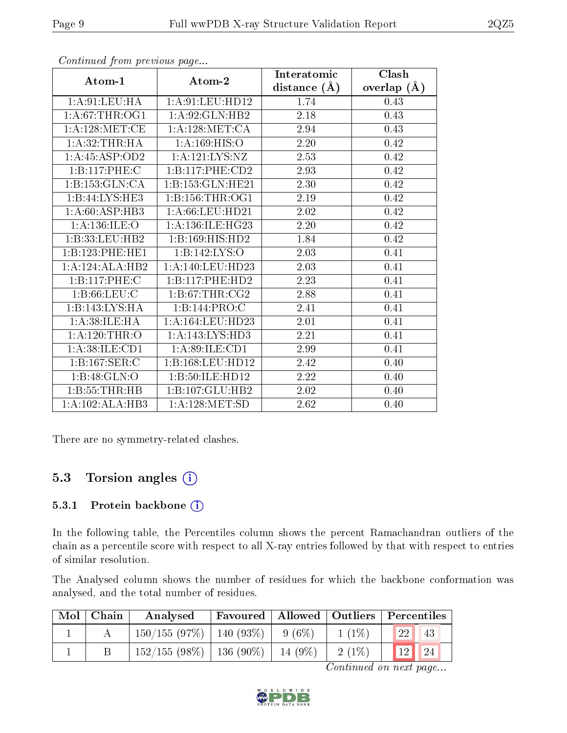*Continued from previous page...*

| Atom-1 | Atom-2 | Interatomic distance (Å) | Clash overlap (Å) |
|---|---|---|---|
| 1:A:91:LEU:HA | 1:A:91:LEU:HD12 | 1.74 | 0.43 |
| 1:A:67:THR:OG1 | 1:A:92:GLN:HB2 | 2.18 | 0.43 |
| 1:A:128:MET:CE | 1:A:128:MET:CA | 2.94 | 0.43 |
| 1:A:32:THR:HA | 1:A:169:HIS:O | 2.20 | 0.42 |
| 1:A:45:ASP:OD2 | 1:A:121:LYS:NZ | 2.53 | 0.42 |
| 1:B:117:PHE:C | 1:B:117:PHE:CD2 | 2.93 | 0.42 |
| 1:B:153:GLN:CA | 1:B:153:GLN:HE21 | 2.30 | 0.42 |
| 1:B:44:LYS:HE3 | 1:B:156:THR:OG1 | 2.19 | 0.42 |
| 1:A:60:ASP:HB3 | 1:A:66:LEU:HD21 | 2.02 | 0.42 |
| 1:A:136:ILE:O | 1:A:136:ILE:HG23 | 2.20 | 0.42 |
| 1:B:33:LEU:HB2 | 1:B:169:HIS:HD2 | 1.84 | 0.42 |
| 1:B:123:PHE:HE1 | 1:B:142:LYS:O | 2.03 | 0.41 |
| 1:A:124:ALA:HB2 | 1:A:140:LEU:HD23 | 2.03 | 0.41 |
| 1:B:117:PHE:C | 1:B:117:PHE:HD2 | 2.23 | 0.41 |
| 1:B:66:LEU:C | 1:B:67:THR:CG2 | 2.88 | 0.41 |
| 1:B:143:LYS:HA | 1:B:144:PRO:C | 2.41 | 0.41 |
| 1:A:38:ILE:HA | 1:A:164:LEU:HD23 | 2.01 | 0.41 |
| 1:A:120:THR:O | 1:A:143:LYS:HD3 | 2.21 | 0.41 |
| 1:A:38:ILE:CD1 | 1:A:89:ILE:CD1 | 2.99 | 0.41 |
| 1:B:167:SER:C | 1:B:168:LEU:HD12 | 2.42 | 0.40 |
| 1:B:48:GLN:O | 1:B:50:ILE:HD12 | 2.22 | 0.40 |
| 1:B:55:THR:HB | 1:B:107:GLU:HB2 | 2.02 | 0.40 |
| 1:A:102:ALA:HB3 | 1:A:128:MET:SD | 2.62 | 0.40 |

There are no symmetry-related clashes.

## 5.3 Torsion angles

### 5.3.1 Protein backbone

In the following table, the Percentiles column shows the percent Ramachandran outliers of the chain as a percentile score with respect to all X-ray entries followed by that with respect to entries of similar resolution.

The Analysed column shows the number of residues for which the backbone conformation was analysed, and the total number of residues.

| Mol | Chain | Analysed | Favoured | Allowed | Outliers | Percentiles | |
|---|---|---|---|---|---|---|---|
| 1 | A | 150/155 (97%) | 140 (93%) | 9 (6%) | 1 (1%) | 22 | 43 |
| 1 | B | 152/155 (98%) | 136 (90%) | 14 (9%) | 2 (1%) | 12 | 24 |

*Continued on next page...*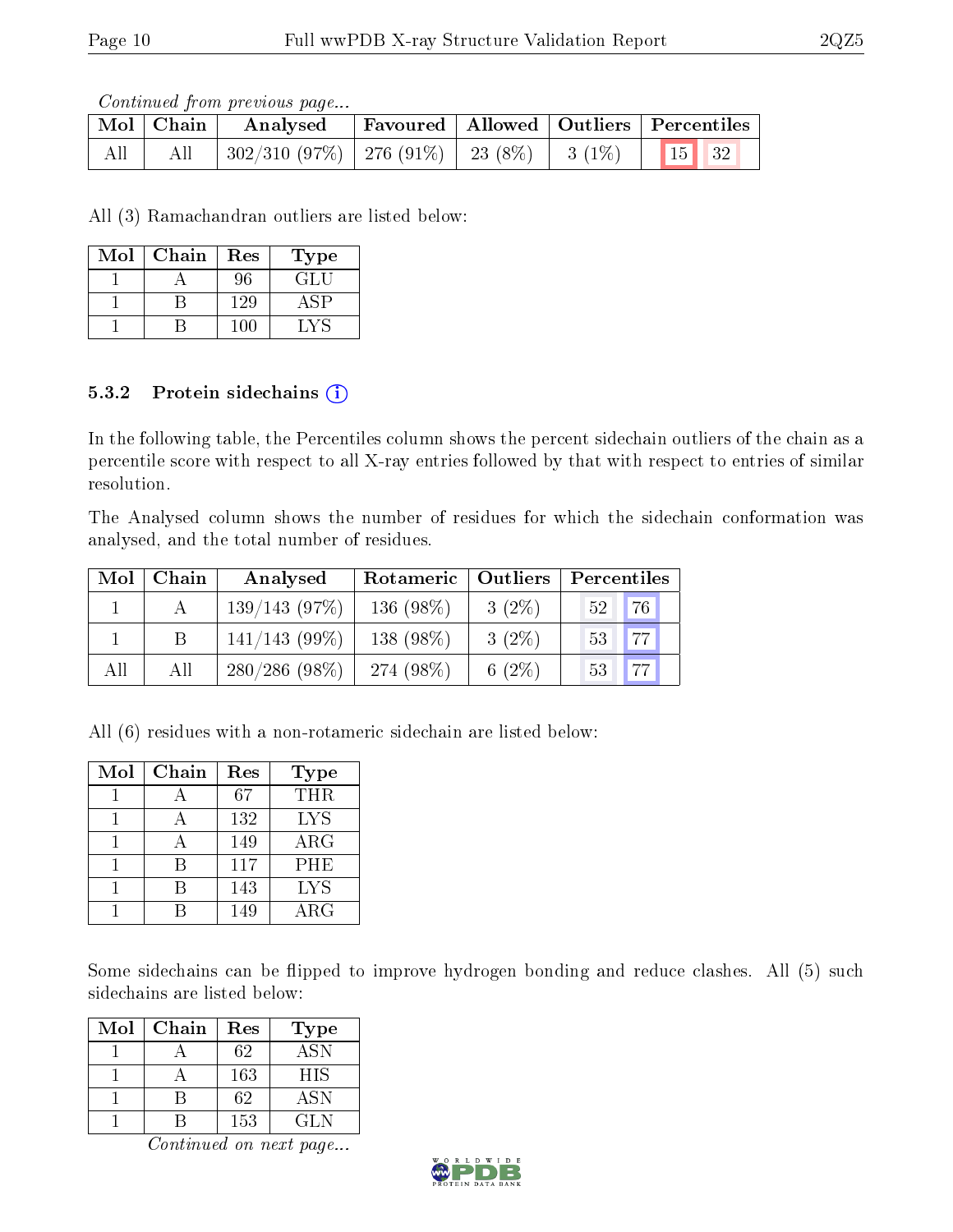*Continued from previous page...*

| Mol | Chain | Analysed | Favoured | Allowed | Outliers | Percentiles | |
|---|---|---|---|---|---|---|---|
| All | All | 302/310 (97%) | 276 (91%) | 23 (8%) | 3 (1%) | 15 | 32 |

All (3) Ramachandran outliers are listed below:

| Mol | Chain | Res | Type |
|---|---|---|---|
| 1 | A | 96 | GLU |
| 1 | B | 129 | ASP |
| 1 | B | 100 | LYS |

### 5.3.2 Protein sidechains

In the following table, the Percentiles column shows the percent sidechain outliers of the chain as a percentile score with respect to all X-ray entries followed by that with respect to entries of similar resolution.

The Analysed column shows the number of residues for which the sidechain conformation was analysed, and the total number of residues.

| Mol | Chain | Analysed | Rotameric | Outliers | Percentiles | |
|---|---|---|---|---|---|---|
| 1 | A | 139/143 (97%) | 136 (98%) | 3 (2%) | 52 | 76 |
| 1 | B | 141/143 (99%) | 138 (98%) | 3 (2%) | 53 | 77 |
| All | All | 280/286 (98%) | 274 (98%) | 6 (2%) | 53 | 77 |

All (6) residues with a non-rotameric sidechain are listed below:

| Mol | Chain | Res | Type |
|---|---|---|---|
| 1 | A | 67 | THR |
| 1 | A | 132 | LYS |
| 1 | A | 149 | ARG |
| 1 | B | 117 | PHE |
| 1 | B | 143 | LYS |
| 1 | B | 149 | ARG |

Some sidechains can be flipped to improve hydrogen bonding and reduce clashes. All (5) such sidechains are listed below:

| Mol | Chain | Res | Type |
|---|---|---|---|
| 1 | A | 62 | ASN |
| 1 | A | 163 | HIS |
| 1 | B | 62 | ASN |
| 1 | B | 153 | GLN |

*Continued on next page...*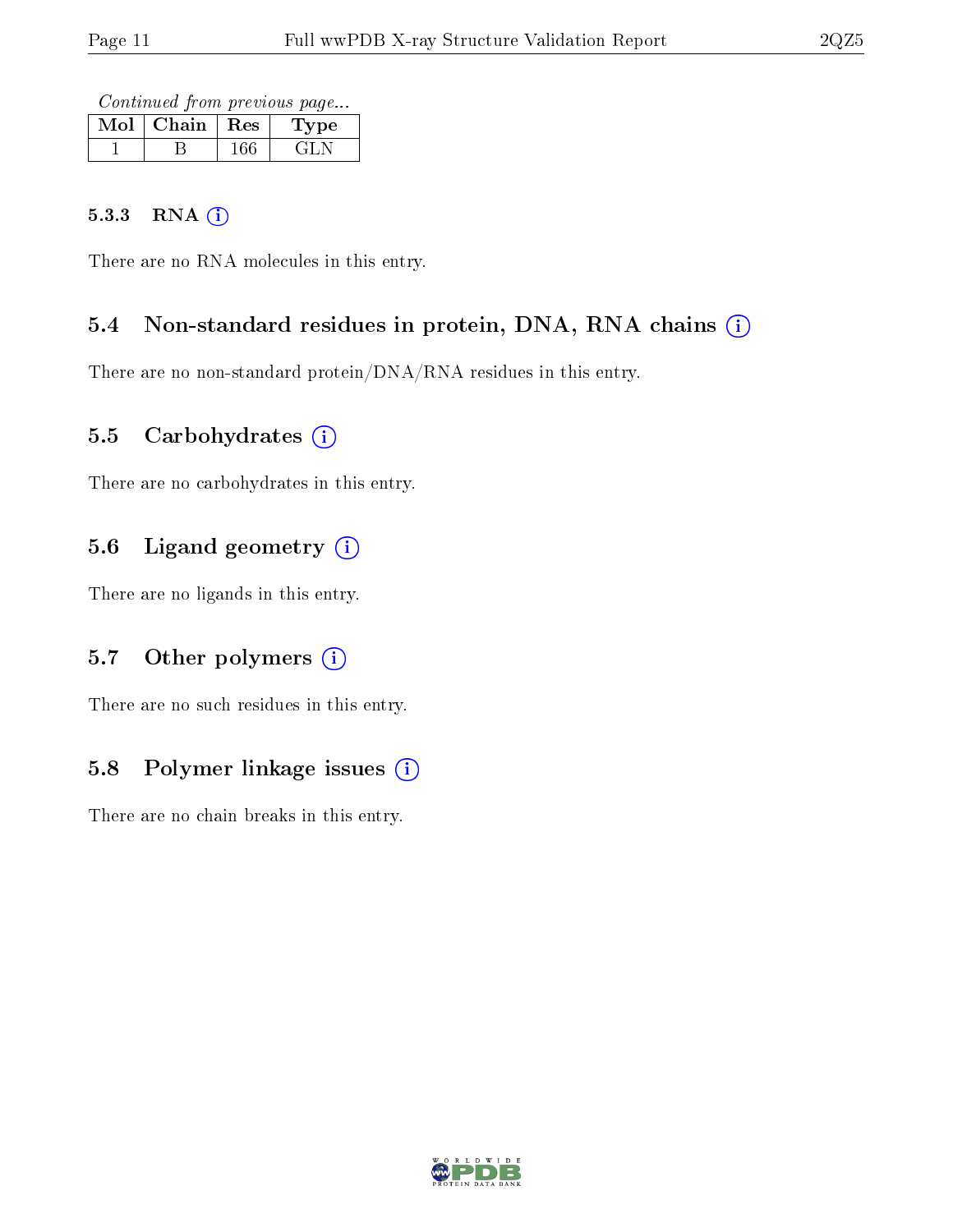*Continued from previous page...*

| Mol | Chain | Res | Type |
|---|---|---|---|
| 1 | B | 166 | GLN |

#### 5.3.3 RNA

There are no RNA molecules in this entry.

### 5.4 Non-standard residues in protein, DNA, RNA chains

There are no non-standard protein/DNA/RNA residues in this entry.

### 5.5 Carbohydrates

There are no carbohydrates in this entry.

### 5.6 Ligand geometry

There are no ligands in this entry.

### 5.7 Other polymers

There are no such residues in this entry.

### 5.8 Polymer linkage issues

There are no chain breaks in this entry.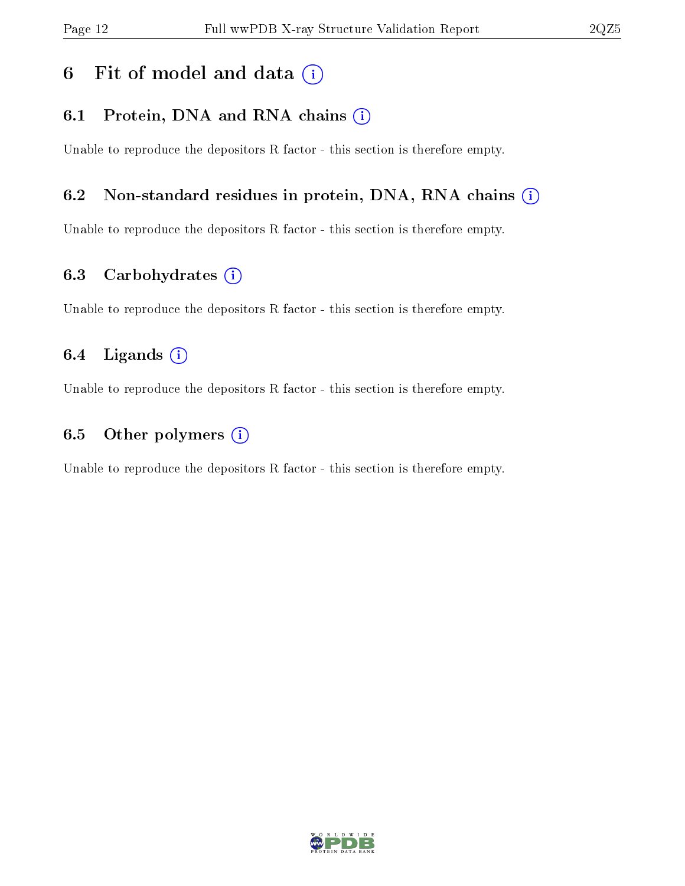# 6 Fit of model and data

## 6.1 Protein, DNA and RNA chains

Unable to reproduce the depositors R factor - this section is therefore empty.

## 6.2 Non-standard residues in protein, DNA, RNA chains

Unable to reproduce the depositors R factor - this section is therefore empty.

## 6.3 Carbohydrates

Unable to reproduce the depositors R factor - this section is therefore empty.

## 6.4 Ligands

Unable to reproduce the depositors R factor - this section is therefore empty.

## 6.5 Other polymers

Unable to reproduce the depositors R factor - this section is therefore empty.